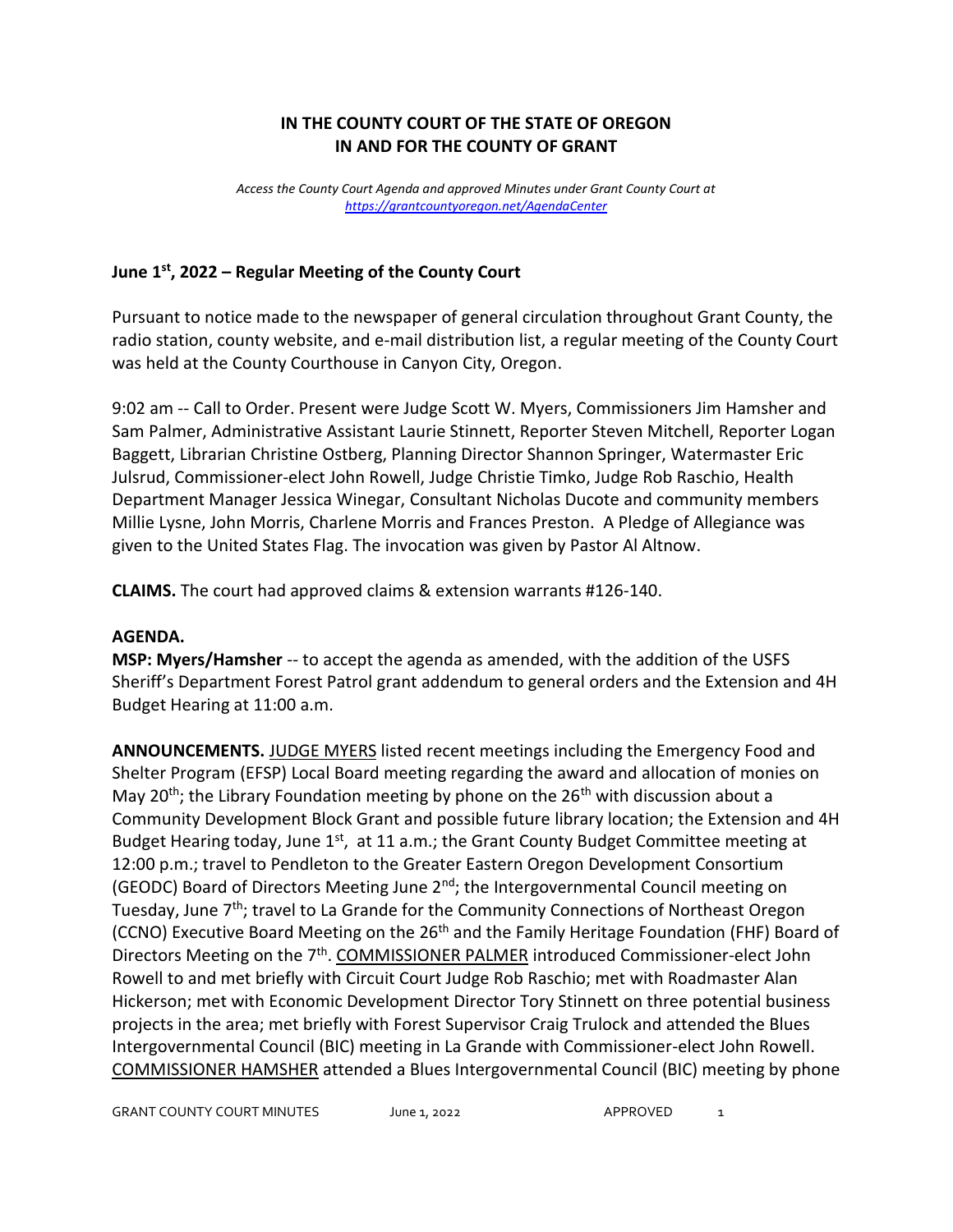**IN THE COUNTY COURT OF THE STATE OF OREGON**
**IN AND FOR THE COUNTY OF GRANT**

*Access the County Court Agenda and approved Minutes under Grant County Court at [https://grantcountyoregon.net/AgendaCenter](https://grantcountyoregon.net/AgendaCenter)*

## June 1st, 2022 – Regular Meeting of the County Court

Pursuant to notice made to the newspaper of general circulation throughout Grant County, the radio station, county website, and e-mail distribution list, a regular meeting of the County Court was held at the County Courthouse in Canyon City, Oregon.

9:02 am -- Call to Order. Present were Judge Scott W. Myers, Commissioners Jim Hamsher and Sam Palmer, Administrative Assistant Laurie Stinnett, Reporter Steven Mitchell, Reporter Logan Baggett, Librarian Christine Ostberg, Planning Director Shannon Springer, Watermaster Eric Julsrud, Commissioner-elect John Rowell, Judge Christie Timko, Judge Rob Raschio, Health Department Manager Jessica Winegar, Consultant Nicholas Ducote and community members Millie Lysne, John Morris, Charlene Morris and Frances Preston. A Pledge of Allegiance was given to the United States Flag. The invocation was given by Pastor Al Altnow.

**CLAIMS.** The court had approved claims & extension warrants #126-140.

**AGENDA.**

**MSP: Myers/Hamsher** -- to accept the agenda as amended, with the addition of the USFS Sheriff's Department Forest Patrol grant addendum to general orders and the Extension and 4H Budget Hearing at 11:00 a.m.

**ANNOUNCEMENTS.** JUDGE MYERS listed recent meetings including the Emergency Food and Shelter Program (EFSP) Local Board meeting regarding the award and allocation of monies on May 20th; the Library Foundation meeting by phone on the 26th with discussion about a Community Development Block Grant and possible future library location; the Extension and 4H Budget Hearing today, June 1st, at 11 a.m.; the Grant County Budget Committee meeting at 12:00 p.m.; travel to Pendleton to the Greater Eastern Oregon Development Consortium (GEODC) Board of Directors Meeting June 2nd; the Intergovernmental Council meeting on Tuesday, June 7th; travel to La Grande for the Community Connections of Northeast Oregon (CCNO) Executive Board Meeting on the 26th and the Family Heritage Foundation (FHF) Board of Directors Meeting on the 7th. COMMISSIONER PALMER introduced Commissioner-elect John Rowell to and met briefly with Circuit Court Judge Rob Raschio; met with Roadmaster Alan Hickerson; met with Economic Development Director Tory Stinnett on three potential business projects in the area; met briefly with Forest Supervisor Craig Trulock and attended the Blues Intergovernmental Council (BIC) meeting in La Grande with Commissioner-elect John Rowell. COMMISSIONER HAMSHER attended a Blues Intergovernmental Council (BIC) meeting by phone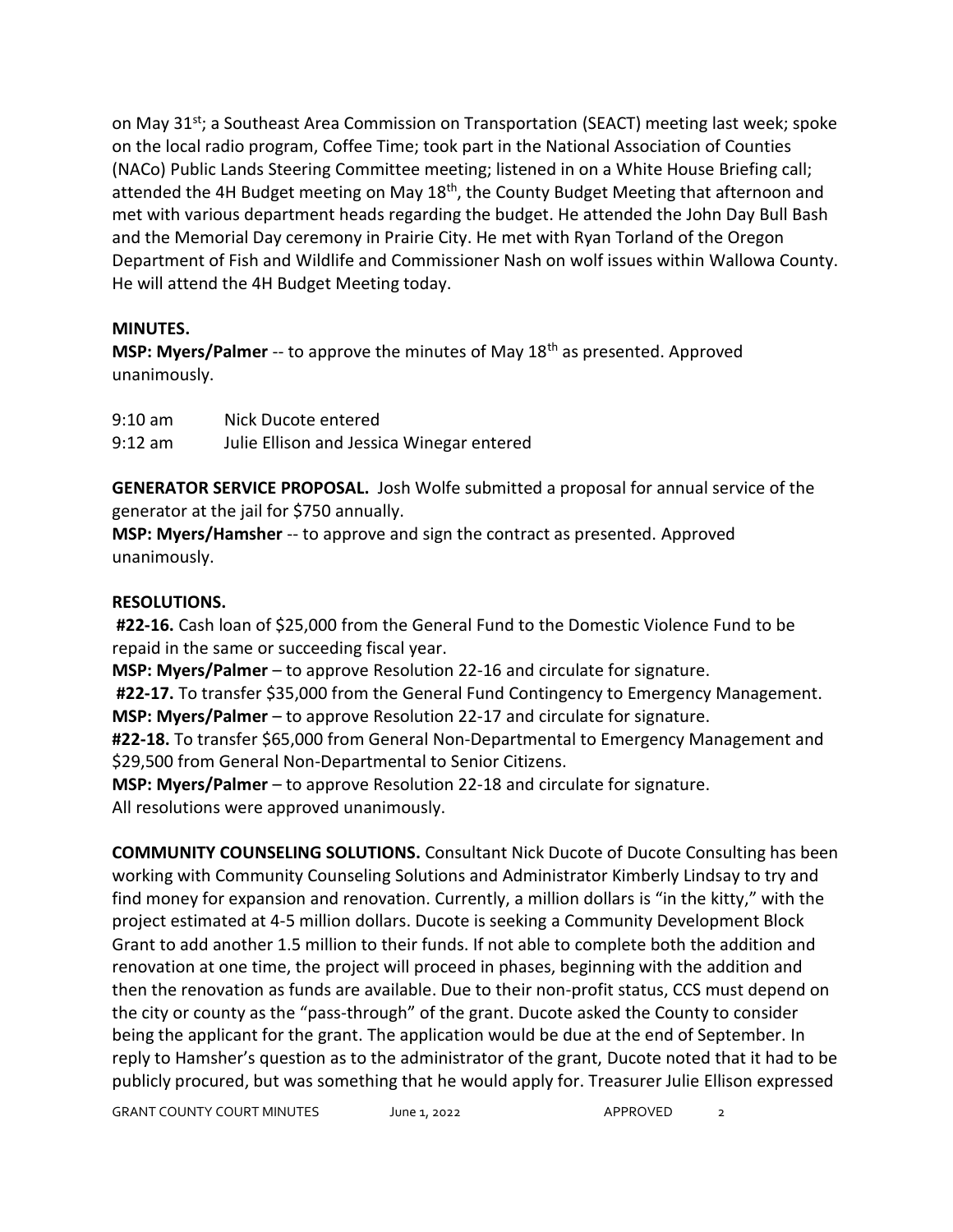on May 31st; a Southeast Area Commission on Transportation (SEACT) meeting last week; spoke on the local radio program, Coffee Time; took part in the National Association of Counties (NACo) Public Lands Steering Committee meeting; listened in on a White House Briefing call; attended the 4H Budget meeting on May 18th, the County Budget Meeting that afternoon and met with various department heads regarding the budget. He attended the John Day Bull Bash and the Memorial Day ceremony in Prairie City. He met with Ryan Torland of the Oregon Department of Fish and Wildlife and Commissioner Nash on wolf issues within Wallowa County. He will attend the 4H Budget Meeting today.

**MINUTES.**

**MSP: Myers/Palmer** -- to approve the minutes of May 18th as presented. Approved unanimously.

9:10 am Nick Ducote entered
9:12 am Julie Ellison and Jessica Winegar entered

**GENERATOR SERVICE PROPOSAL.** Josh Wolfe submitted a proposal for annual service of the generator at the jail for $750 annually.

**MSP: Myers/Hamsher** -- to approve and sign the contract as presented. Approved unanimously.

**RESOLUTIONS.**

**#22-16.** Cash loan of $25,000 from the General Fund to the Domestic Violence Fund to be repaid in the same or succeeding fiscal year.

**MSP: Myers/Palmer** – to approve Resolution 22-16 and circulate for signature.

**#22-17.** To transfer $35,000 from the General Fund Contingency to Emergency Management.

**MSP: Myers/Palmer** – to approve Resolution 22-17 and circulate for signature.

**#22-18.** To transfer $65,000 from General Non-Departmental to Emergency Management and $29,500 from General Non-Departmental to Senior Citizens.

**MSP: Myers/Palmer** – to approve Resolution 22-18 and circulate for signature.

All resolutions were approved unanimously.

**COMMUNITY COUNSELING SOLUTIONS.** Consultant Nick Ducote of Ducote Consulting has been working with Community Counseling Solutions and Administrator Kimberly Lindsay to try and find money for expansion and renovation. Currently, a million dollars is "in the kitty," with the project estimated at 4-5 million dollars. Ducote is seeking a Community Development Block Grant to add another 1.5 million to their funds. If not able to complete both the addition and renovation at one time, the project will proceed in phases, beginning with the addition and then the renovation as funds are available. Due to their non-profit status, CCS must depend on the city or county as the "pass-through" of the grant. Ducote asked the County to consider being the applicant for the grant. The application would be due at the end of September. In reply to Hamsher's question as to the administrator of the grant, Ducote noted that it had to be publicly procured, but was something that he would apply for. Treasurer Julie Ellison expressed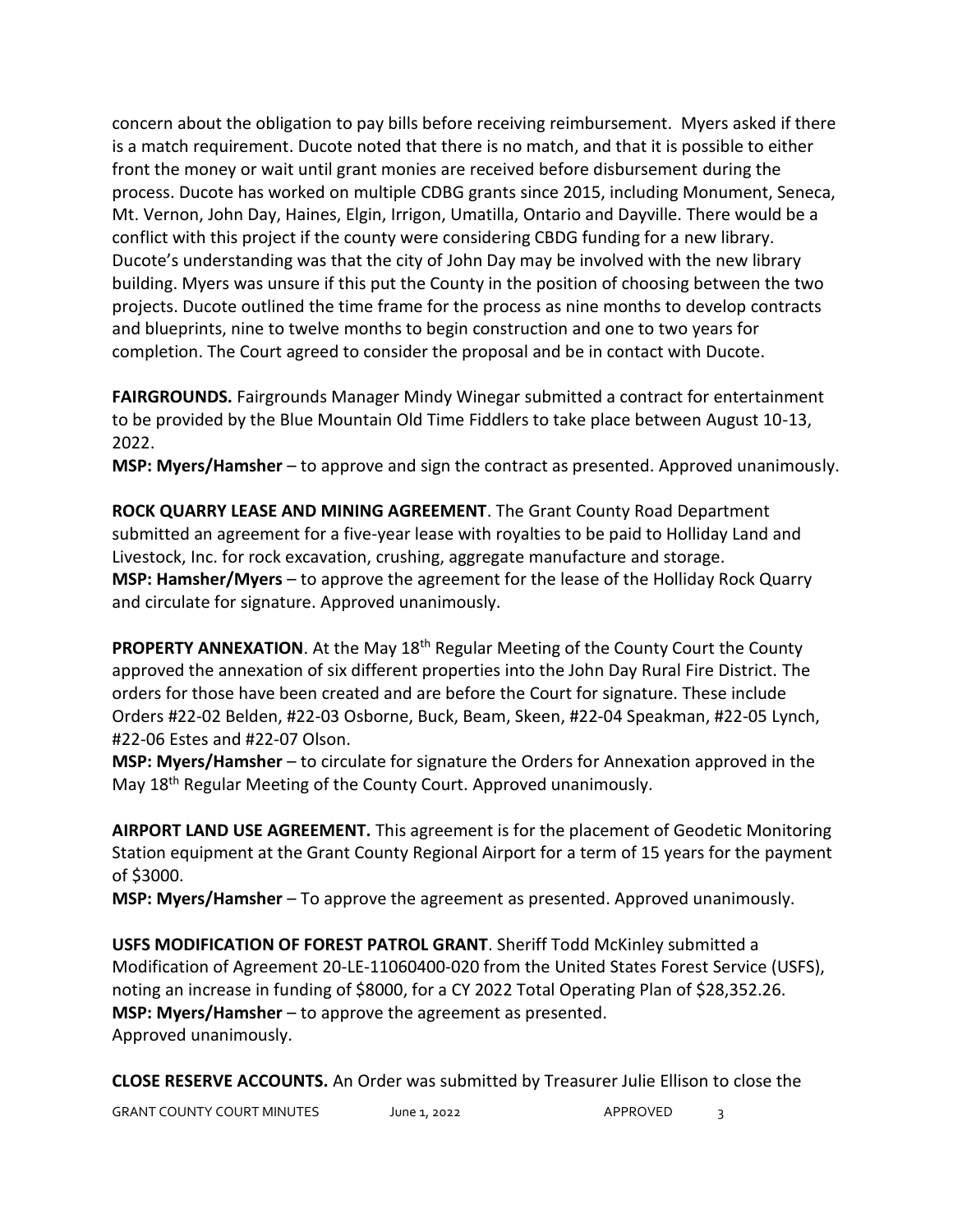concern about the obligation to pay bills before receiving reimbursement. Myers asked if there is a match requirement. Ducote noted that there is no match, and that it is possible to either front the money or wait until grant monies are received before disbursement during the process. Ducote has worked on multiple CDBG grants since 2015, including Monument, Seneca, Mt. Vernon, John Day, Haines, Elgin, Irrigon, Umatilla, Ontario and Dayville. There would be a conflict with this project if the county were considering CBDG funding for a new library. Ducote's understanding was that the city of John Day may be involved with the new library building. Myers was unsure if this put the County in the position of choosing between the two projects. Ducote outlined the time frame for the process as nine months to develop contracts and blueprints, nine to twelve months to begin construction and one to two years for completion. The Court agreed to consider the proposal and be in contact with Ducote.

**FAIRGROUNDS.** Fairgrounds Manager Mindy Winegar submitted a contract for entertainment to be provided by the Blue Mountain Old Time Fiddlers to take place between August 10-13, 2022.
**MSP: Myers/Hamsher** – to approve and sign the contract as presented. Approved unanimously.

**ROCK QUARRY LEASE AND MINING AGREEMENT**. The Grant County Road Department submitted an agreement for a five-year lease with royalties to be paid to Holliday Land and Livestock, Inc. for rock excavation, crushing, aggregate manufacture and storage.
**MSP: Hamsher/Myers** – to approve the agreement for the lease of the Holliday Rock Quarry and circulate for signature. Approved unanimously.

**PROPERTY ANNEXATION**. At the May 18th Regular Meeting of the County Court the County approved the annexation of six different properties into the John Day Rural Fire District. The orders for those have been created and are before the Court for signature. These include Orders #22-02 Belden, #22-03 Osborne, Buck, Beam, Skeen, #22-04 Speakman, #22-05 Lynch, #22-06 Estes and #22-07 Olson.
**MSP: Myers/Hamsher** – to circulate for signature the Orders for Annexation approved in the May 18th Regular Meeting of the County Court. Approved unanimously.

**AIRPORT LAND USE AGREEMENT.** This agreement is for the placement of Geodetic Monitoring Station equipment at the Grant County Regional Airport for a term of 15 years for the payment of $3000.
**MSP: Myers/Hamsher** – To approve the agreement as presented. Approved unanimously.

**USFS MODIFICATION OF FOREST PATROL GRANT**. Sheriff Todd McKinley submitted a Modification of Agreement 20-LE-11060400-020 from the United States Forest Service (USFS), noting an increase in funding of $8000, for a CY 2022 Total Operating Plan of $28,352.26.
**MSP: Myers/Hamsher** – to approve the agreement as presented.
Approved unanimously.

**CLOSE RESERVE ACCOUNTS.** An Order was submitted by Treasurer Julie Ellison to close the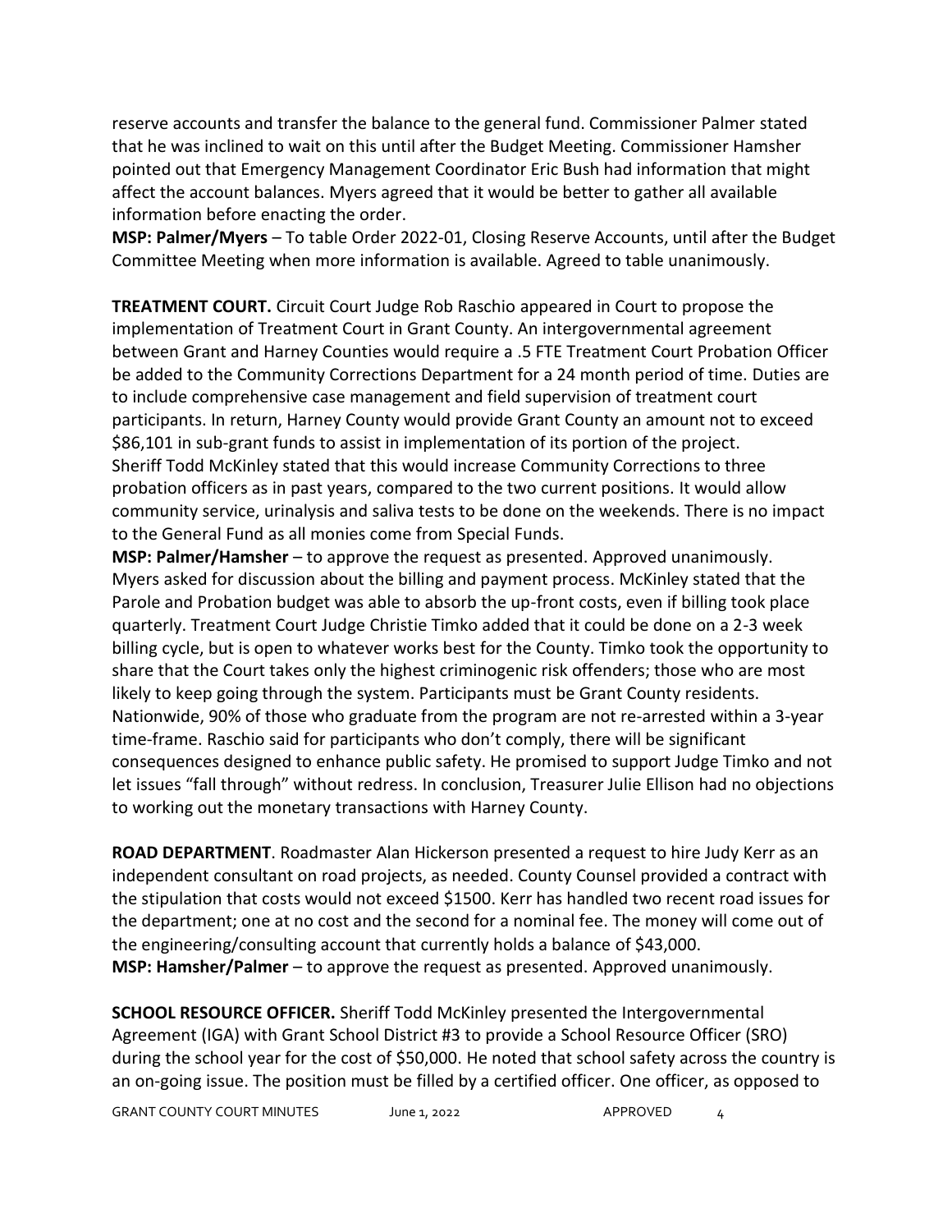reserve accounts and transfer the balance to the general fund. Commissioner Palmer stated that he was inclined to wait on this until after the Budget Meeting. Commissioner Hamsher pointed out that Emergency Management Coordinator Eric Bush had information that might affect the account balances. Myers agreed that it would be better to gather all available information before enacting the order.

**MSP: Palmer/Myers** – To table Order 2022-01, Closing Reserve Accounts, until after the Budget Committee Meeting when more information is available. Agreed to table unanimously.

**TREATMENT COURT.** Circuit Court Judge Rob Raschio appeared in Court to propose the implementation of Treatment Court in Grant County. An intergovernmental agreement between Grant and Harney Counties would require a .5 FTE Treatment Court Probation Officer be added to the Community Corrections Department for a 24 month period of time. Duties are to include comprehensive case management and field supervision of treatment court participants. In return, Harney County would provide Grant County an amount not to exceed $86,101 in sub-grant funds to assist in implementation of its portion of the project. Sheriff Todd McKinley stated that this would increase Community Corrections to three probation officers as in past years, compared to the two current positions. It would allow community service, urinalysis and saliva tests to be done on the weekends. There is no impact to the General Fund as all monies come from Special Funds.

**MSP: Palmer/Hamsher** – to approve the request as presented. Approved unanimously. Myers asked for discussion about the billing and payment process. McKinley stated that the Parole and Probation budget was able to absorb the up-front costs, even if billing took place quarterly. Treatment Court Judge Christie Timko added that it could be done on a 2-3 week billing cycle, but is open to whatever works best for the County. Timko took the opportunity to share that the Court takes only the highest criminogenic risk offenders; those who are most likely to keep going through the system. Participants must be Grant County residents. Nationwide, 90% of those who graduate from the program are not re-arrested within a 3-year time-frame. Raschio said for participants who don't comply, there will be significant consequences designed to enhance public safety. He promised to support Judge Timko and not let issues "fall through" without redress. In conclusion, Treasurer Julie Ellison had no objections to working out the monetary transactions with Harney County.

**ROAD DEPARTMENT**. Roadmaster Alan Hickerson presented a request to hire Judy Kerr as an independent consultant on road projects, as needed. County Counsel provided a contract with the stipulation that costs would not exceed $1500. Kerr has handled two recent road issues for the department; one at no cost and the second for a nominal fee. The money will come out of the engineering/consulting account that currently holds a balance of $43,000.

**MSP: Hamsher/Palmer** – to approve the request as presented. Approved unanimously.

**SCHOOL RESOURCE OFFICER.** Sheriff Todd McKinley presented the Intergovernmental Agreement (IGA) with Grant School District #3 to provide a School Resource Officer (SRO) during the school year for the cost of $50,000. He noted that school safety across the country is an on-going issue. The position must be filled by a certified officer. One officer, as opposed to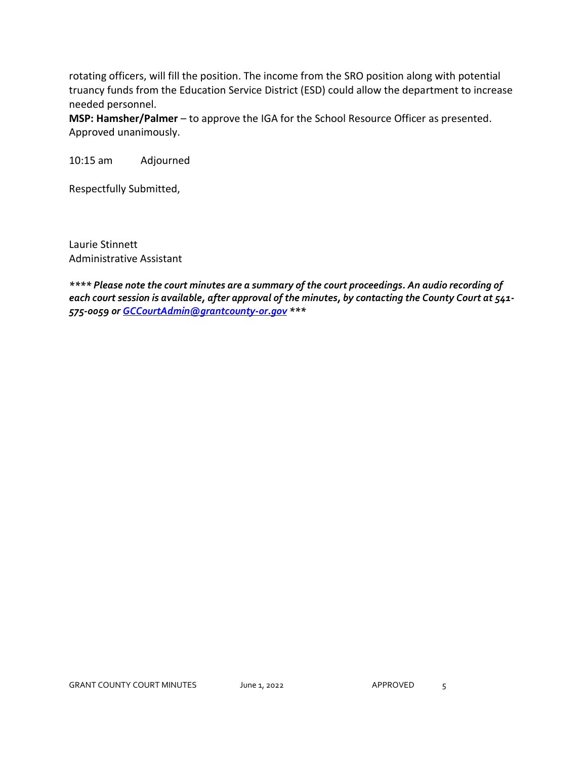rotating officers, will fill the position. The income from the SRO position along with potential truancy funds from the Education Service District (ESD) could allow the department to increase needed personnel.
**MSP: Hamsher/Palmer** – to approve the IGA for the School Resource Officer as presented. Approved unanimously.

10:15 am Adjourned

Respectfully Submitted,

Laurie Stinnett
Administrative Assistant

***\*\*\*\* Please note the court minutes are a summary of the court proceedings. An audio recording of each court session is available, after approval of the minutes, by contacting the County Court at 541-575-0059 or [GCCourtAdmin@grantcounty-or.gov](mailto:GCCourtAdmin@grantcounty-or.gov) \*\*\****